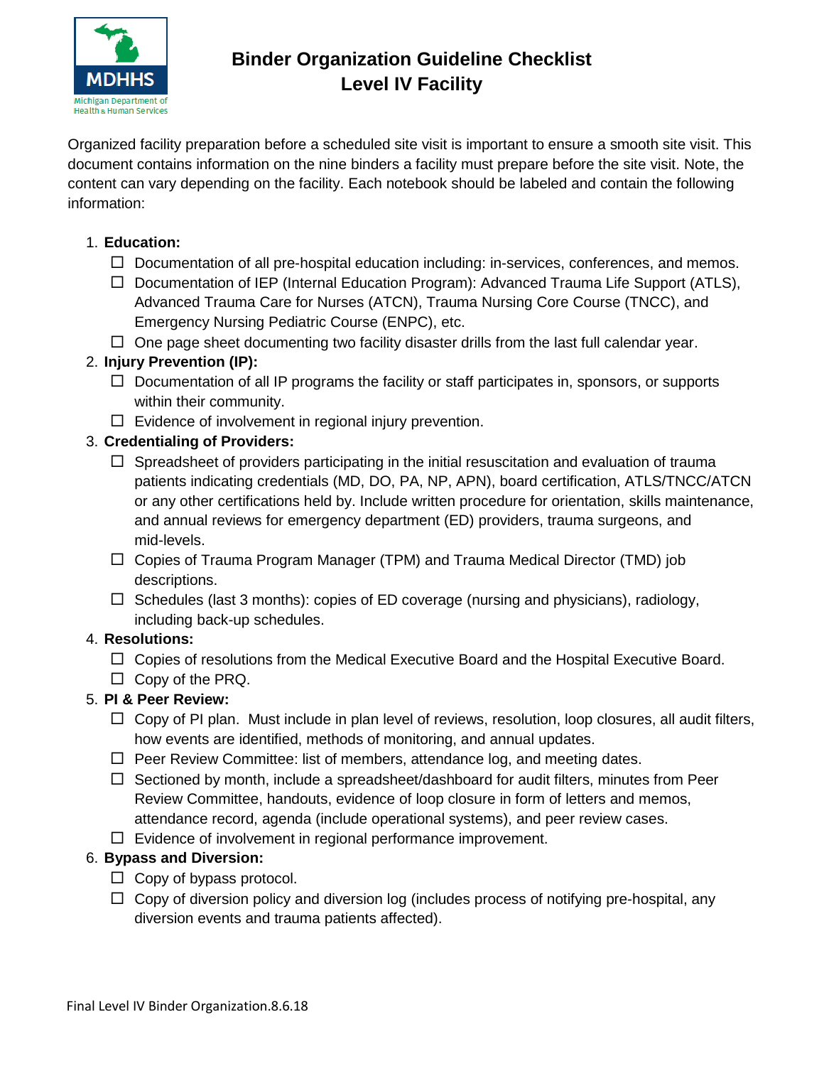# Binder Organization Guideline Checklist
# Level IV Facility

Organized facility preparation before a scheduled site visit is important to ensure a smooth site visit. This document contains information on the nine binders a facility must prepare before the site visit. Note, the content can vary depending on the facility. Each notebook should be labeled and contain the following information:

1. **Education:**
   - ☐ Documentation of all pre-hospital education including: in-services, conferences, and memos.
   - ☐ Documentation of IEP (Internal Education Program): Advanced Trauma Life Support (ATLS), Advanced Trauma Care for Nurses (ATCN), Trauma Nursing Core Course (TNCC), and Emergency Nursing Pediatric Course (ENPC), etc.
   - ☐ One page sheet documenting two facility disaster drills from the last full calendar year.
2. **Injury Prevention (IP):**
   - ☐ Documentation of all IP programs the facility or staff participates in, sponsors, or supports within their community.
   - ☐ Evidence of involvement in regional injury prevention.
3. **Credentialing of Providers:**
   - ☐ Spreadsheet of providers participating in the initial resuscitation and evaluation of trauma patients indicating credentials (MD, DO, PA, NP, APN), board certification, ATLS/TNCC/ATCN or any other certifications held by. Include written procedure for orientation, skills maintenance, and annual reviews for emergency department (ED) providers, trauma surgeons, and mid-levels.
   - ☐ Copies of Trauma Program Manager (TPM) and Trauma Medical Director (TMD) job descriptions.
   - ☐ Schedules (last 3 months): copies of ED coverage (nursing and physicians), radiology, including back-up schedules.
4. **Resolutions:**
   - ☐ Copies of resolutions from the Medical Executive Board and the Hospital Executive Board.
   - ☐ Copy of the PRQ.
5. **PI & Peer Review:**
   - ☐ Copy of PI plan. Must include in plan level of reviews, resolution, loop closures, all audit filters, how events are identified, methods of monitoring, and annual updates.
   - ☐ Peer Review Committee: list of members, attendance log, and meeting dates.
   - ☐ Sectioned by month, include a spreadsheet/dashboard for audit filters, minutes from Peer Review Committee, handouts, evidence of loop closure in form of letters and memos, attendance record, agenda (include operational systems), and peer review cases.
   - ☐ Evidence of involvement in regional performance improvement.
6. **Bypass and Diversion:**
   - ☐ Copy of bypass protocol.
   - ☐ Copy of diversion policy and diversion log (includes process of notifying pre-hospital, any diversion events and trauma patients affected).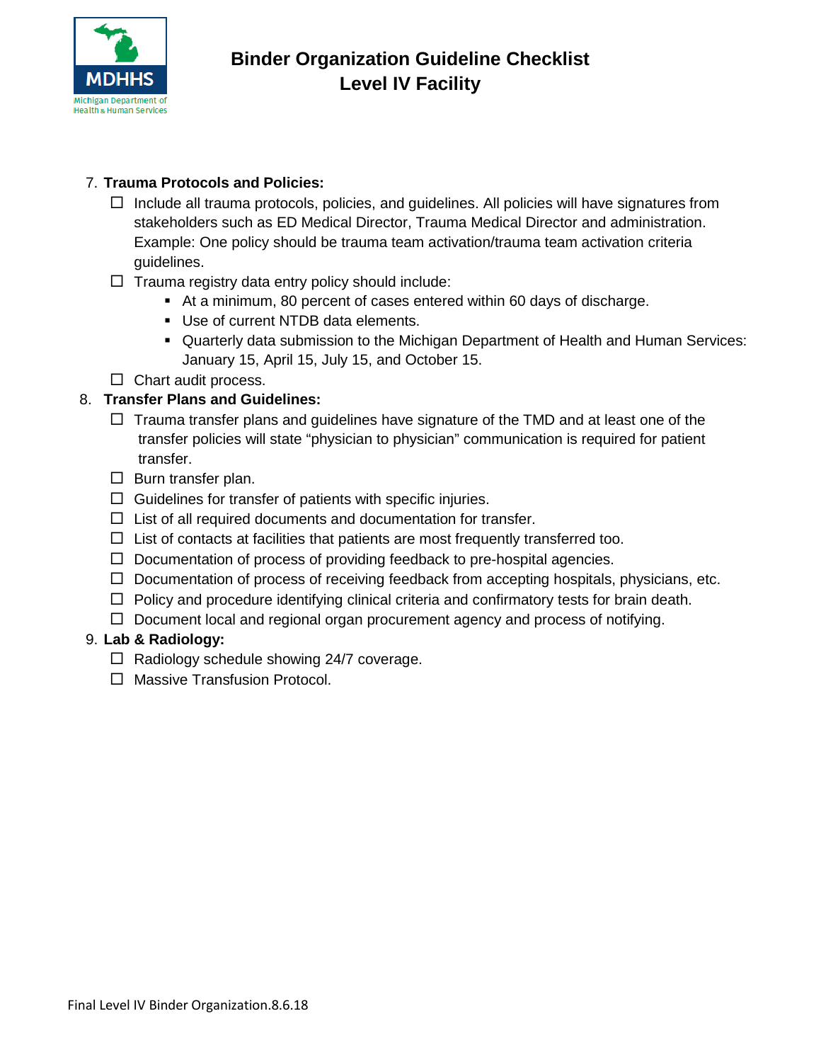# Binder Organization Guideline Checklist
## Level IV Facility

7. **Trauma Protocols and Policies:**
   - ☐ Include all trauma protocols, policies, and guidelines. All policies will have signatures from stakeholders such as ED Medical Director, Trauma Medical Director and administration. Example: One policy should be trauma team activation/trauma team activation criteria guidelines.
   - ☐ Trauma registry data entry policy should include:
     - At a minimum, 80 percent of cases entered within 60 days of discharge.
     - Use of current NTDB data elements.
     - Quarterly data submission to the Michigan Department of Health and Human Services: January 15, April 15, July 15, and October 15.
   - ☐ Chart audit process.
8. **Transfer Plans and Guidelines:**
   - ☐ Trauma transfer plans and guidelines have signature of the TMD and at least one of the transfer policies will state "physician to physician" communication is required for patient transfer.
   - ☐ Burn transfer plan.
   - ☐ Guidelines for transfer of patients with specific injuries.
   - ☐ List of all required documents and documentation for transfer.
   - ☐ List of contacts at facilities that patients are most frequently transferred too.
   - ☐ Documentation of process of providing feedback to pre-hospital agencies.
   - ☐ Documentation of process of receiving feedback from accepting hospitals, physicians, etc.
   - ☐ Policy and procedure identifying clinical criteria and confirmatory tests for brain death.
   - ☐ Document local and regional organ procurement agency and process of notifying.
9. **Lab & Radiology:**
   - ☐ Radiology schedule showing 24/7 coverage.
   - ☐ Massive Transfusion Protocol.